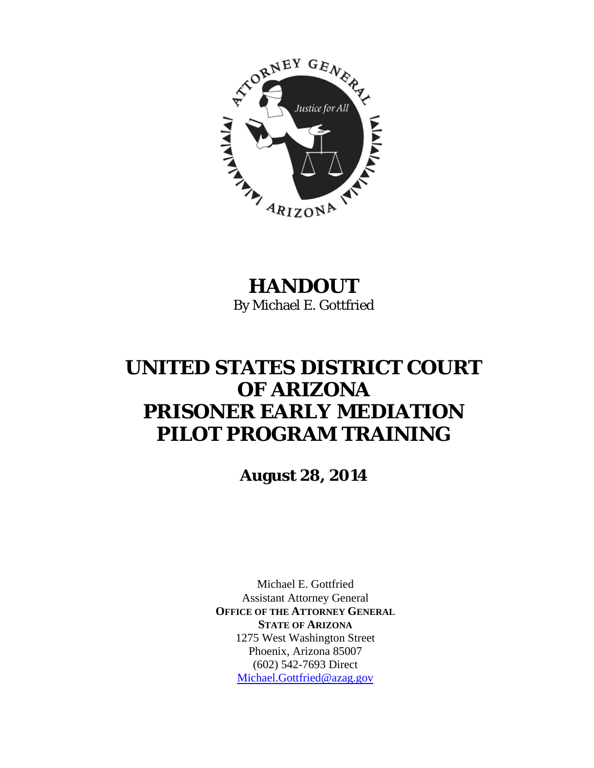# HANDOUT

By Michael E. Gottfried

# UNITED STATES DISTRICT COURT OF ARIZONA PRISONER EARLY MEDIATION PILOT PROGRAM TRAINING

**August 28, 2014**

Michael E. Gottfried
Assistant Attorney General
**OFFICE OF THE ATTORNEY GENERAL**
**STATE OF ARIZONA**
1275 West Washington Street
Phoenix, Arizona 85007
(602) 542-7693 Direct
Michael.Gottfried@azag.gov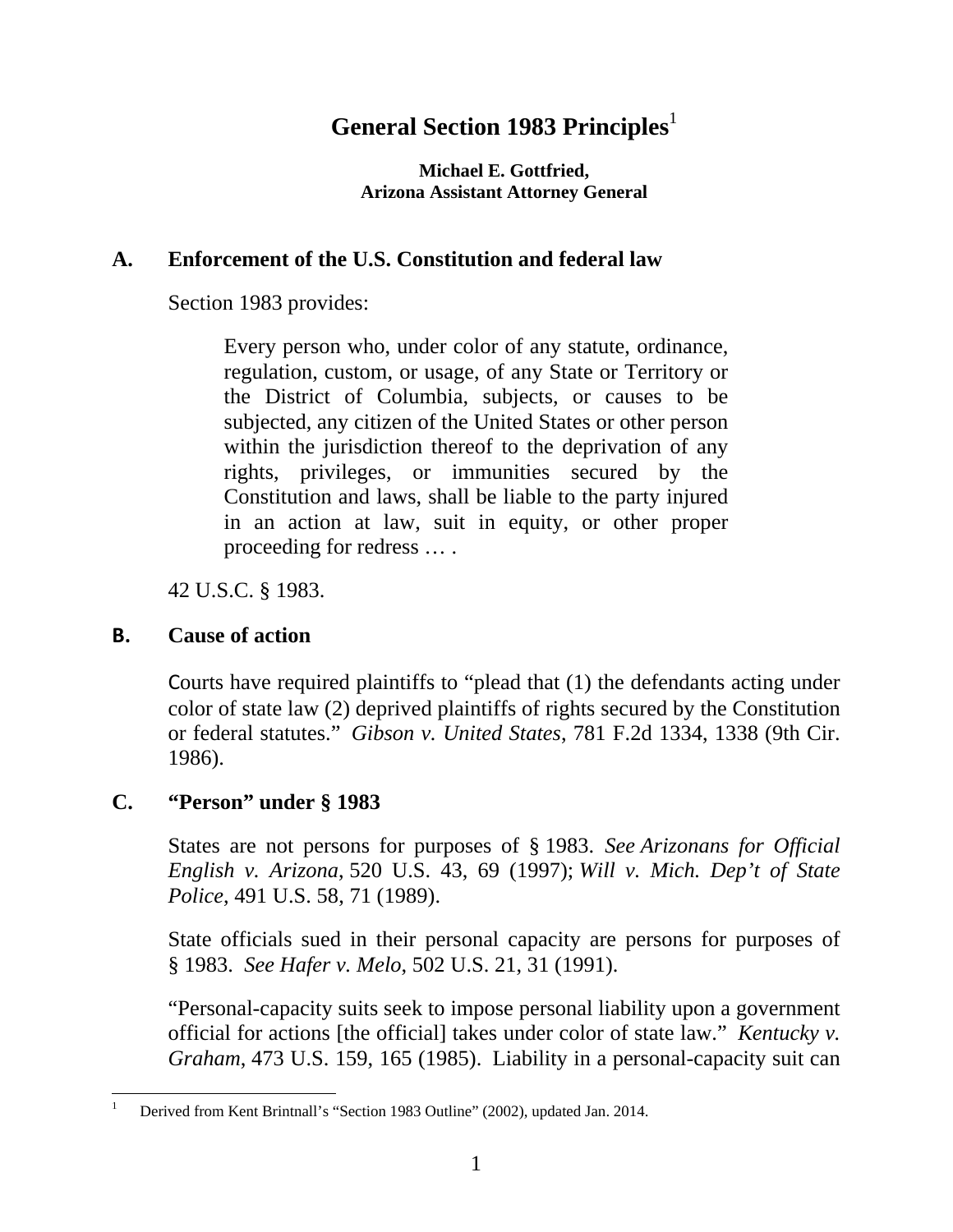# General Section 1983 Principles[1]

**Michael E. Gottfried,**
**Arizona Assistant Attorney General**

## A. Enforcement of the U.S. Constitution and federal law

Section 1983 provides:

> Every person who, under color of any statute, ordinance, regulation, custom, or usage, of any State or Territory or the District of Columbia, subjects, or causes to be subjected, any citizen of the United States or other person within the jurisdiction thereof to the deprivation of any rights, privileges, or immunities secured by the Constitution and laws, shall be liable to the party injured in an action at law, suit in equity, or other proper proceeding for redress … .

42 U.S.C. § 1983.

## B. Cause of action

Courts have required plaintiffs to "plead that (1) the defendants acting under color of state law (2) deprived plaintiffs of rights secured by the Constitution or federal statutes." *Gibson v. United States*, 781 F.2d 1334, 1338 (9th Cir. 1986).

## C. "Person" under § 1983

States are not persons for purposes of § 1983. *See Arizonans for Official English v. Arizona*, 520 U.S. 43, 69 (1997); *Will v. Mich. Dep't of State Police*, 491 U.S. 58, 71 (1989).

State officials sued in their personal capacity are persons for purposes of § 1983. *See Hafer v. Melo*, 502 U.S. 21, 31 (1991).

"Personal-capacity suits seek to impose personal liability upon a government official for actions [the official] takes under color of state law." *Kentucky v. Graham*, 473 U.S. 159, 165 (1985). Liability in a personal-capacity suit can

---

[1] Derived from Kent Brintnall's "Section 1983 Outline" (2002), updated Jan. 2014.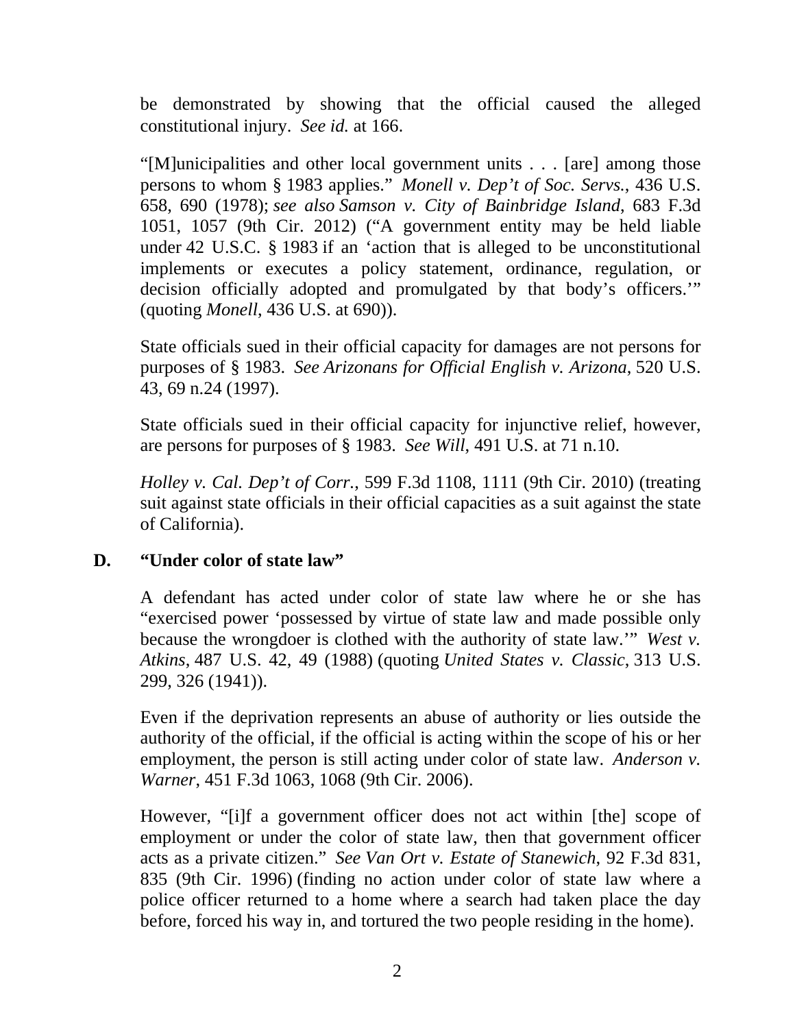be demonstrated by showing that the official caused the alleged constitutional injury. *See id.* at 166.

"[M]unicipalities and other local government units . . . [are] among those persons to whom § 1983 applies." *Monell v. Dep't of Soc. Servs.*, 436 U.S. 658, 690 (1978); *see also Samson v. City of Bainbridge Island*, 683 F.3d 1051, 1057 (9th Cir. 2012) ("A government entity may be held liable under 42 U.S.C. § 1983 if an 'action that is alleged to be unconstitutional implements or executes a policy statement, ordinance, regulation, or decision officially adopted and promulgated by that body's officers.'" (quoting *Monell*, 436 U.S. at 690)).

State officials sued in their official capacity for damages are not persons for purposes of § 1983. *See Arizonans for Official English v. Arizona*, 520 U.S. 43, 69 n.24 (1997).

State officials sued in their official capacity for injunctive relief, however, are persons for purposes of § 1983. *See Will*, 491 U.S. at 71 n.10.

*Holley v. Cal. Dep't of Corr.*, 599 F.3d 1108, 1111 (9th Cir. 2010) (treating suit against state officials in their official capacities as a suit against the state of California).

## D. "Under color of state law"

A defendant has acted under color of state law where he or she has "exercised power 'possessed by virtue of state law and made possible only because the wrongdoer is clothed with the authority of state law.'" *West v. Atkins*, 487 U.S. 42, 49 (1988) (quoting *United States v. Classic*, 313 U.S. 299, 326 (1941)).

Even if the deprivation represents an abuse of authority or lies outside the authority of the official, if the official is acting within the scope of his or her employment, the person is still acting under color of state law. *Anderson v. Warner*, 451 F.3d 1063, 1068 (9th Cir. 2006).

However, "[i]f a government officer does not act within [the] scope of employment or under the color of state law, then that government officer acts as a private citizen." *See Van Ort v. Estate of Stanewich*, 92 F.3d 831, 835 (9th Cir. 1996) (finding no action under color of state law where a police officer returned to a home where a search had taken place the day before, forced his way in, and tortured the two people residing in the home).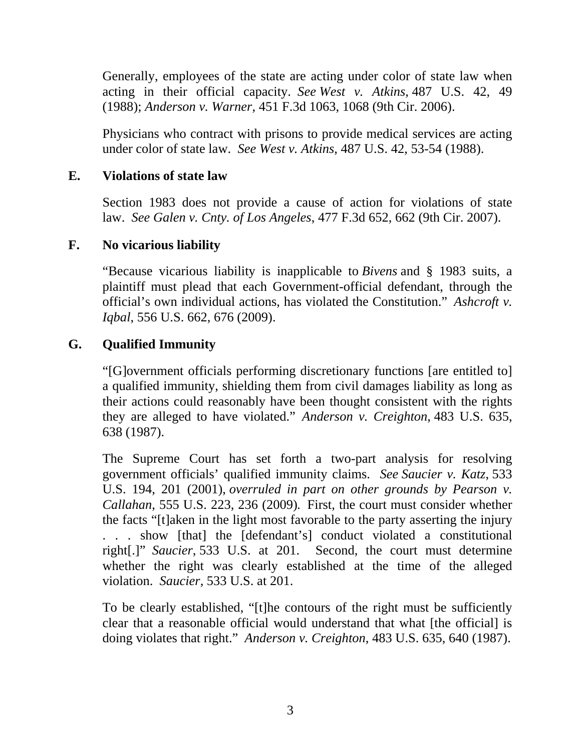Generally, employees of the state are acting under color of state law when acting in their official capacity. *See West v. Atkins*, 487 U.S. 42, 49 (1988); *Anderson v. Warner*, 451 F.3d 1063, 1068 (9th Cir. 2006).

Physicians who contract with prisons to provide medical services are acting under color of state law. *See West v. Atkins*, 487 U.S. 42, 53-54 (1988).

## E. Violations of state law

Section 1983 does not provide a cause of action for violations of state law. *See Galen v. Cnty. of Los Angeles*, 477 F.3d 652, 662 (9th Cir. 2007).

## F. No vicarious liability

"Because vicarious liability is inapplicable to *Bivens* and § 1983 suits, a plaintiff must plead that each Government-official defendant, through the official's own individual actions, has violated the Constitution." *Ashcroft v. Iqbal*, 556 U.S. 662, 676 (2009).

## G. Qualified Immunity

"[G]overnment officials performing discretionary functions [are entitled to] a qualified immunity, shielding them from civil damages liability as long as their actions could reasonably have been thought consistent with the rights they are alleged to have violated." *Anderson v. Creighton*, 483 U.S. 635, 638 (1987).

The Supreme Court has set forth a two-part analysis for resolving government officials' qualified immunity claims. *See Saucier v. Katz*, 533 U.S. 194, 201 (2001), *overruled in part on other grounds by Pearson v. Callahan,* 555 U.S. 223, 236 (2009). First, the court must consider whether the facts "[t]aken in the light most favorable to the party asserting the injury . . . show [that] the [defendant's] conduct violated a constitutional right[.]" *Saucier*, 533 U.S. at 201. Second, the court must determine whether the right was clearly established at the time of the alleged violation. *Saucier*, 533 U.S. at 201.

To be clearly established, "[t]he contours of the right must be sufficiently clear that a reasonable official would understand that what [the official] is doing violates that right." *Anderson v. Creighton*, 483 U.S. 635, 640 (1987).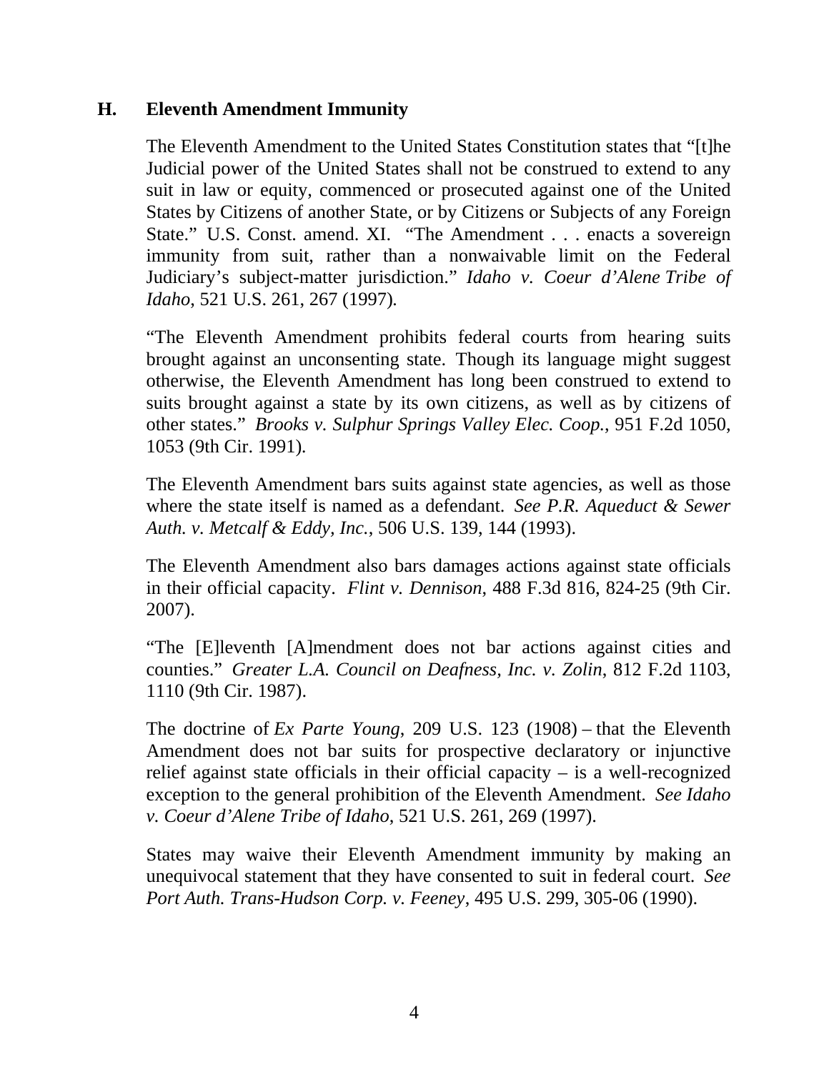## H. Eleventh Amendment Immunity

The Eleventh Amendment to the United States Constitution states that "[t]he Judicial power of the United States shall not be construed to extend to any suit in law or equity, commenced or prosecuted against one of the United States by Citizens of another State, or by Citizens or Subjects of any Foreign State." U.S. Const. amend. XI. "The Amendment . . . enacts a sovereign immunity from suit, rather than a nonwaivable limit on the Federal Judiciary's subject-matter jurisdiction." *Idaho v. Coeur d'Alene Tribe of Idaho*, 521 U.S. 261, 267 (1997).

"The Eleventh Amendment prohibits federal courts from hearing suits brought against an unconsenting state. Though its language might suggest otherwise, the Eleventh Amendment has long been construed to extend to suits brought against a state by its own citizens, as well as by citizens of other states." *Brooks v. Sulphur Springs Valley Elec. Coop.*, 951 F.2d 1050, 1053 (9th Cir. 1991).

The Eleventh Amendment bars suits against state agencies, as well as those where the state itself is named as a defendant. *See P.R. Aqueduct & Sewer Auth. v. Metcalf & Eddy, Inc.*, 506 U.S. 139, 144 (1993).

The Eleventh Amendment also bars damages actions against state officials in their official capacity. *Flint v. Dennison*, 488 F.3d 816, 824-25 (9th Cir. 2007).

"The [E]leventh [A]mendment does not bar actions against cities and counties." *Greater L.A. Council on Deafness, Inc. v. Zolin*, 812 F.2d 1103, 1110 (9th Cir. 1987).

The doctrine of *Ex Parte Young*, 209 U.S. 123 (1908) – that the Eleventh Amendment does not bar suits for prospective declaratory or injunctive relief against state officials in their official capacity – is a well-recognized exception to the general prohibition of the Eleventh Amendment. *See Idaho v. Coeur d'Alene Tribe of Idaho*, 521 U.S. 261, 269 (1997).

States may waive their Eleventh Amendment immunity by making an unequivocal statement that they have consented to suit in federal court. *See Port Auth. Trans-Hudson Corp. v. Feeney*, 495 U.S. 299, 305-06 (1990).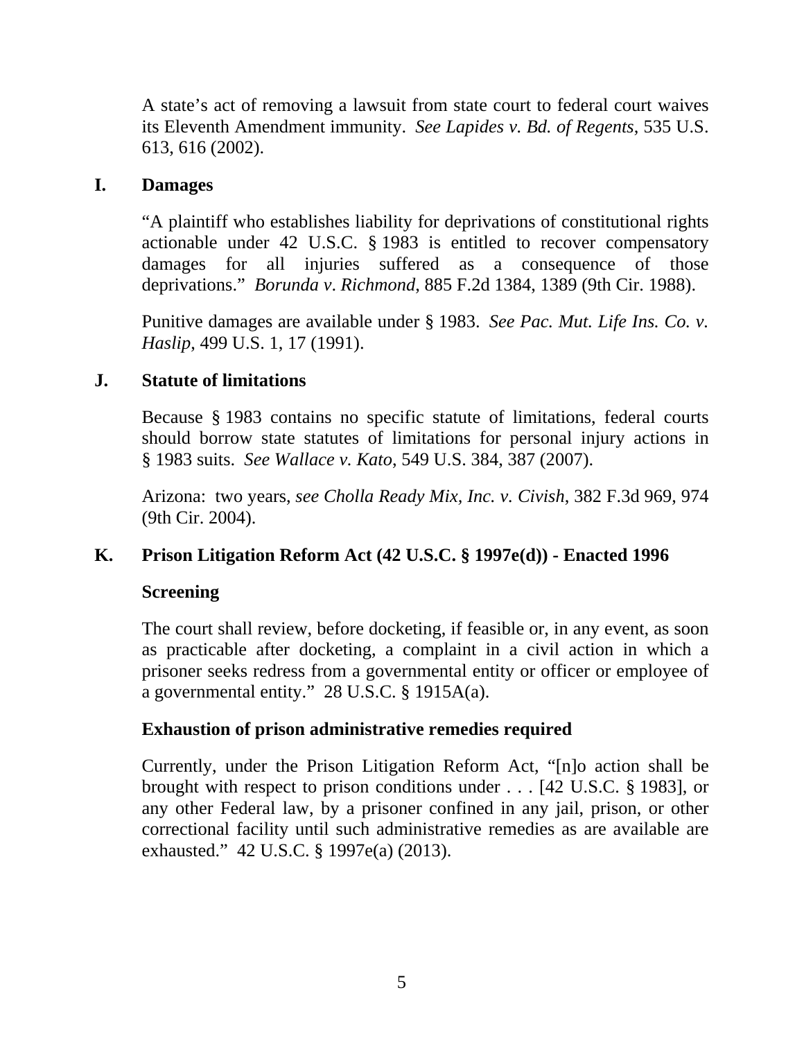A state's act of removing a lawsuit from state court to federal court waives its Eleventh Amendment immunity. *See Lapides v. Bd. of Regents*, 535 U.S. 613, 616 (2002).

## I. Damages

"A plaintiff who establishes liability for deprivations of constitutional rights actionable under 42 U.S.C. § 1983 is entitled to recover compensatory damages for all injuries suffered as a consequence of those deprivations." *Borunda v. Richmond*, 885 F.2d 1384, 1389 (9th Cir. 1988).

Punitive damages are available under § 1983. *See Pac. Mut. Life Ins. Co. v. Haslip*, 499 U.S. 1, 17 (1991).

## J. Statute of limitations

Because § 1983 contains no specific statute of limitations, federal courts should borrow state statutes of limitations for personal injury actions in § 1983 suits. *See Wallace v. Kato*, 549 U.S. 384, 387 (2007).

Arizona: two years, *see Cholla Ready Mix, Inc. v. Civish*, 382 F.3d 969, 974 (9th Cir. 2004).

## K. Prison Litigation Reform Act (42 U.S.C. § 1997e(d)) - Enacted 1996

### Screening

The court shall review, before docketing, if feasible or, in any event, as soon as practicable after docketing, a complaint in a civil action in which a prisoner seeks redress from a governmental entity or officer or employee of a governmental entity." 28 U.S.C. § 1915A(a).

### Exhaustion of prison administrative remedies required

Currently, under the Prison Litigation Reform Act, "[n]o action shall be brought with respect to prison conditions under . . . [42 U.S.C. § 1983], or any other Federal law, by a prisoner confined in any jail, prison, or other correctional facility until such administrative remedies as are available are exhausted." 42 U.S.C. § 1997e(a) (2013).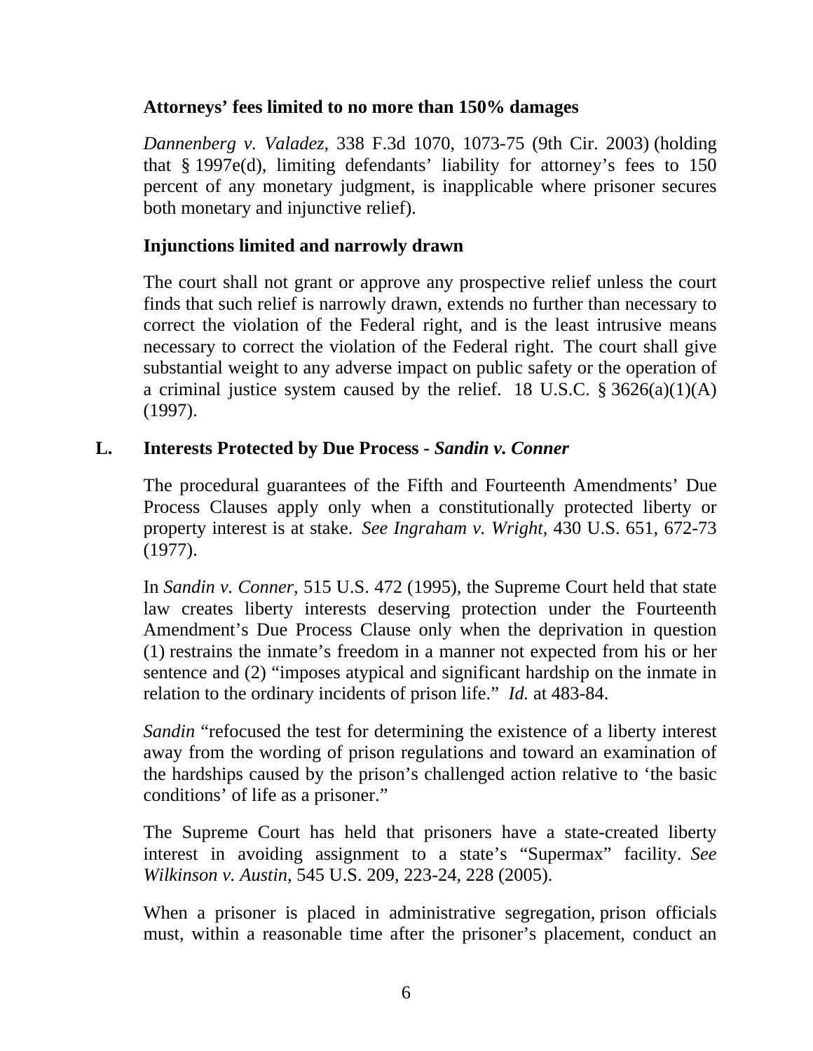**Attorneys' fees limited to no more than 150% damages**

*Dannenberg v. Valadez*, 338 F.3d 1070, 1073-75 (9th Cir. 2003) (holding that § 1997e(d), limiting defendants' liability for attorney's fees to 150 percent of any monetary judgment, is inapplicable where prisoner secures both monetary and injunctive relief).

**Injunctions limited and narrowly drawn**

The court shall not grant or approve any prospective relief unless the court finds that such relief is narrowly drawn, extends no further than necessary to correct the violation of the Federal right, and is the least intrusive means necessary to correct the violation of the Federal right. The court shall give substantial weight to any adverse impact on public safety or the operation of a criminal justice system caused by the relief. 18 U.S.C. § 3626(a)(1)(A) (1997).

## L. Interests Protected by Due Process - *Sandin v. Conner*

The procedural guarantees of the Fifth and Fourteenth Amendments' Due Process Clauses apply only when a constitutionally protected liberty or property interest is at stake. *See Ingraham v. Wright*, 430 U.S. 651, 672-73 (1977).

In *Sandin v. Conner*, 515 U.S. 472 (1995), the Supreme Court held that state law creates liberty interests deserving protection under the Fourteenth Amendment's Due Process Clause only when the deprivation in question (1) restrains the inmate's freedom in a manner not expected from his or her sentence and (2) "imposes atypical and significant hardship on the inmate in relation to the ordinary incidents of prison life." *Id.* at 483-84.

*Sandin* "refocused the test for determining the existence of a liberty interest away from the wording of prison regulations and toward an examination of the hardships caused by the prison's challenged action relative to 'the basic conditions' of life as a prisoner."

The Supreme Court has held that prisoners have a state-created liberty interest in avoiding assignment to a state's "Supermax" facility. *See Wilkinson v. Austin*, 545 U.S. 209, 223-24, 228 (2005).

When a prisoner is placed in administrative segregation, prison officials must, within a reasonable time after the prisoner's placement, conduct an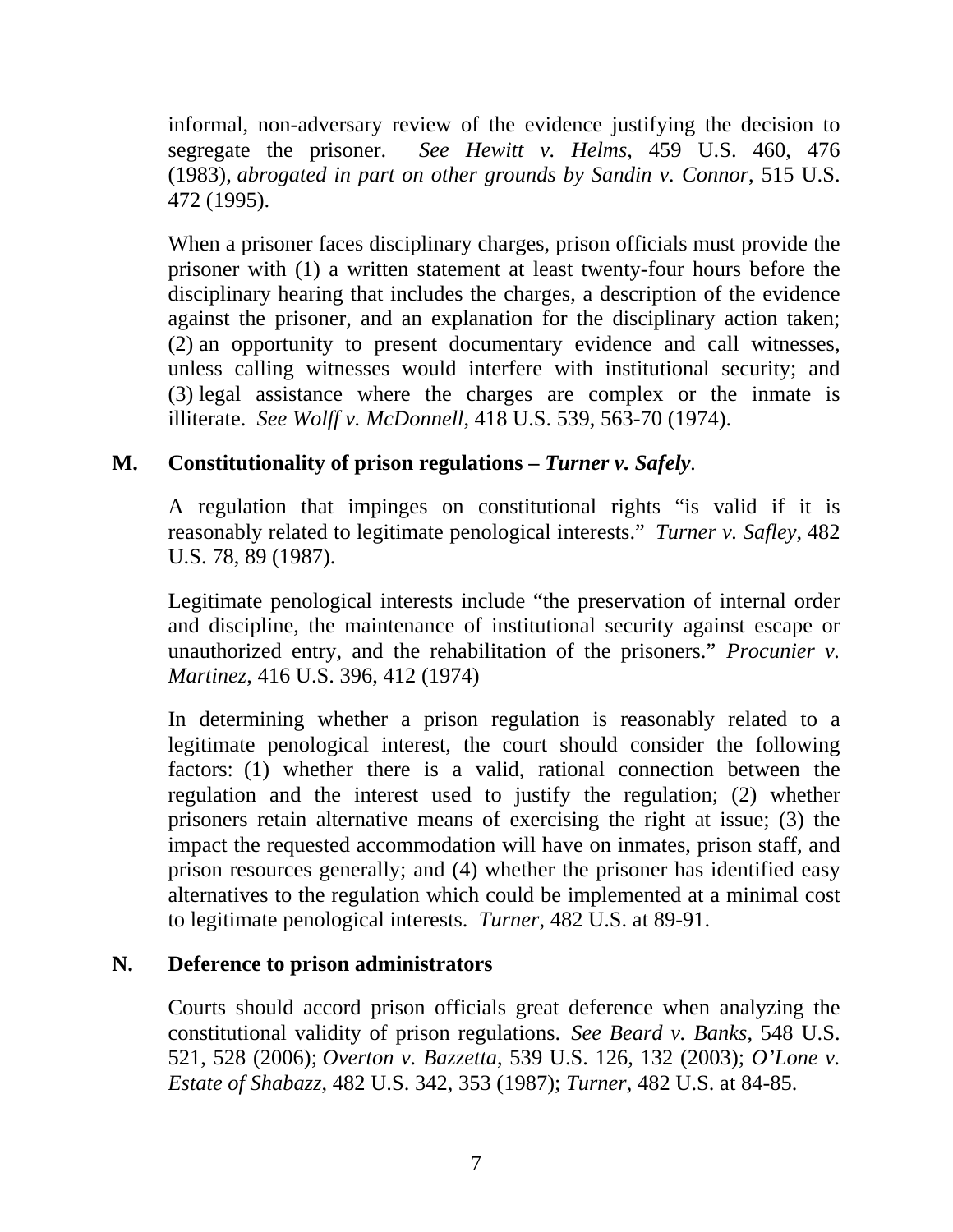informal, non-adversary review of the evidence justifying the decision to segregate the prisoner. *See Hewitt v. Helms*, 459 U.S. 460, 476 (1983), *abrogated in part on other grounds by Sandin v. Connor*, 515 U.S. 472 (1995).

When a prisoner faces disciplinary charges, prison officials must provide the prisoner with (1) a written statement at least twenty-four hours before the disciplinary hearing that includes the charges, a description of the evidence against the prisoner, and an explanation for the disciplinary action taken; (2) an opportunity to present documentary evidence and call witnesses, unless calling witnesses would interfere with institutional security; and (3) legal assistance where the charges are complex or the inmate is illiterate. *See Wolff v. McDonnell*, 418 U.S. 539, 563-70 (1974).

## M. Constitutionality of prison regulations – *Turner v. Safely*.

A regulation that impinges on constitutional rights "is valid if it is reasonably related to legitimate penological interests." *Turner v. Safley*, 482 U.S. 78, 89 (1987).

Legitimate penological interests include "the preservation of internal order and discipline, the maintenance of institutional security against escape or unauthorized entry, and the rehabilitation of the prisoners." *Procunier v. Martinez*, 416 U.S. 396, 412 (1974)

In determining whether a prison regulation is reasonably related to a legitimate penological interest, the court should consider the following factors: (1) whether there is a valid, rational connection between the regulation and the interest used to justify the regulation; (2) whether prisoners retain alternative means of exercising the right at issue; (3) the impact the requested accommodation will have on inmates, prison staff, and prison resources generally; and (4) whether the prisoner has identified easy alternatives to the regulation which could be implemented at a minimal cost to legitimate penological interests. *Turner*, 482 U.S. at 89-91.

## N. Deference to prison administrators

Courts should accord prison officials great deference when analyzing the constitutional validity of prison regulations. *See Beard v. Banks*, 548 U.S. 521, 528 (2006); *Overton v. Bazzetta*, 539 U.S. 126, 132 (2003); *O'Lone v. Estate of Shabazz*, 482 U.S. 342, 353 (1987); *Turner*, 482 U.S. at 84-85.